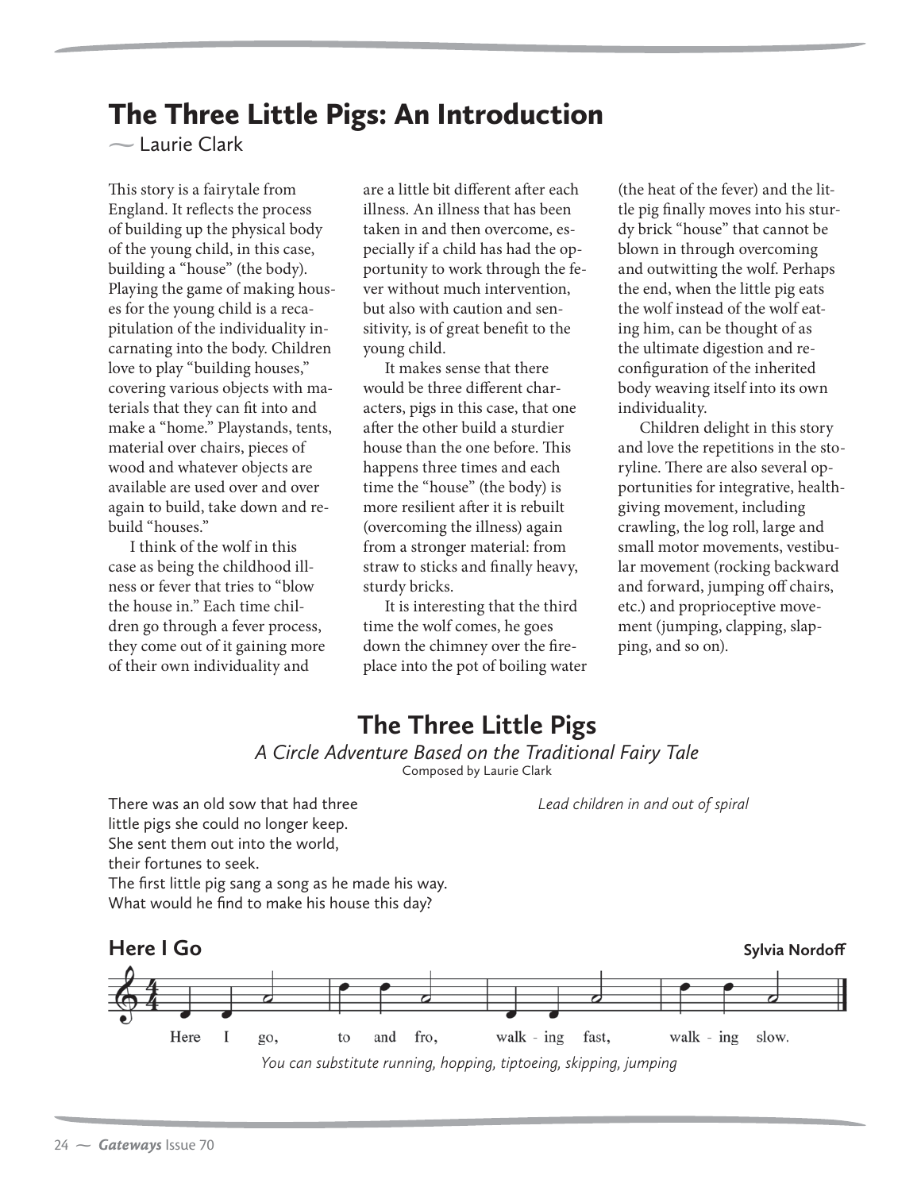# The Three Little Pigs: An Introduction

~ Laurie Clark

This story is a fairytale from England. It reflects the process of building up the physical body of the young child, in this case, building a "house" (the body). Playing the game of making houses for the young child is a recapitulation of the individuality incarnating into the body. Children love to play "building houses," covering various objects with materials that they can fit into and make a "home." Playstands, tents, material over chairs, pieces of wood and whatever objects are available are used over and over again to build, take down and rebuild "houses."

I think of the wolf in this case as being the childhood illness or fever that tries to "blow the house in." Each time children go through a fever process, they come out of it gaining more of their own individuality and are a little bit different after each illness. An illness that has been taken in and then overcome, especially if a child has had the opportunity to work through the fever without much intervention, but also with caution and sensitivity, is of great benefit to the young child.

It makes sense that there would be three different characters, pigs in this case, that one after the other build a sturdier house than the one before. This happens three times and each time the "house" (the body) is more resilient after it is rebuilt (overcoming the illness) again from a stronger material: from straw to sticks and finally heavy, sturdy bricks.

It is interesting that the third time the wolf comes, he goes down the chimney over the fireplace into the pot of boiling water (the heat of the fever) and the little pig finally moves into his sturdy brick "house" that cannot be blown in through overcoming and outwitting the wolf. Perhaps the end, when the little pig eats the wolf instead of the wolf eating him, can be thought of as the ultimate digestion and reconfiguration of the inherited body weaving itself into its own individuality.

Children delight in this story and love the repetitions in the storyline. There are also several opportunities for integrative, health-giving movement, including crawling, the log roll, large and small motor movements, vestibular movement (rocking backward and forward, jumping off chairs, etc.) and proprioceptive movement (jumping, clapping, slapping, and so on).

## The Three Little Pigs

*A Circle Adventure Based on the Traditional Fairy Tale*

Composed by Laurie Clark

There was an old sow that had three
little pigs she could no longer keep.
She sent them out into the world,
their fortunes to seek.
The first little pig sang a song as he made his way.
What would he find to make his house this day?

*Lead children in and out of spiral*

### Here I Go

**Sylvia Nordoff**

Here I go, to and fro, walk - ing fast, walk - ing slow.

*You can substitute running, hopping, tiptoeing, skipping, jumping*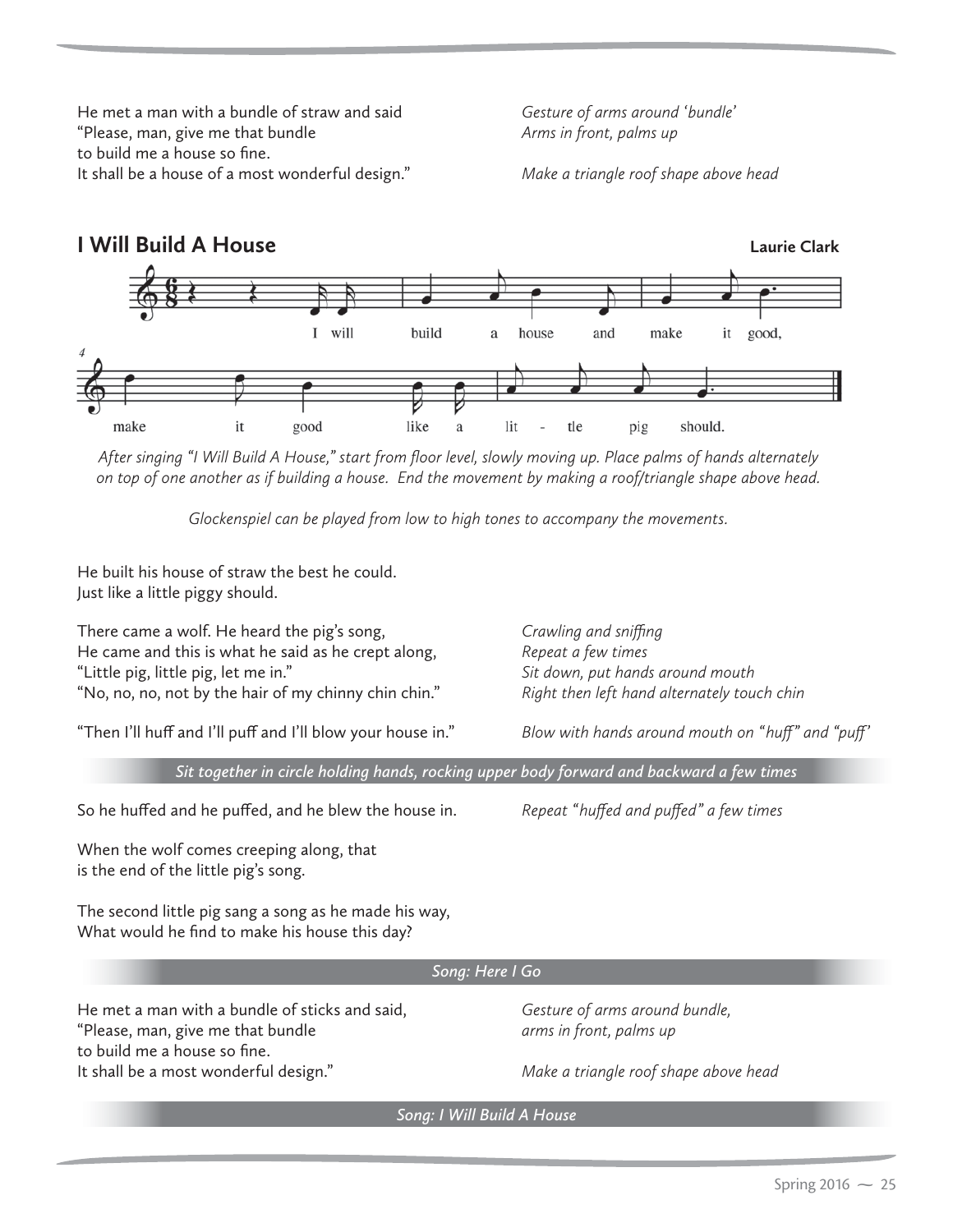He met a man with a bundle of straw and said
"Please, man, give me that bundle
to build me a house so fine.
It shall be a house of a most wonderful design."

*Gesture of arms around 'bundle'*
*Arms in front, palms up*
*Make a triangle roof shape above head*

## I Will Build A House

**Laurie Clark**

I will build a house and make it good,
make it good like a lit - tle pig should.

*After singing "I Will Build A House," start from floor level, slowly moving up. Place palms of hands alternately on top of one another as if building a house. End the movement by making a roof/triangle shape above head.*

*Glockenspiel can be played from low to high tones to accompany the movements.*

He built his house of straw the best he could.
Just like a little piggy should.

There came a wolf. He heard the pig's song, — *Crawling and sniffing*
He came and this is what he said as he crept along, — *Repeat a few times*
"Little pig, little pig, let me in." — *Sit down, put hands around mouth*
"No, no, no, not by the hair of my chinny chin chin." — *Right then left hand alternately touch chin*

"Then I'll huff and I'll puff and I'll blow your house in." — *Blow with hands around mouth on "huff" and "puff"*

*Sit together in circle holding hands, rocking upper body forward and backward a few times*

So he huffed and he puffed, and he blew the house in. — *Repeat "huffed and puffed" a few times*

When the wolf comes creeping along, that
is the end of the little pig's song.

The second little pig sang a song as he made his way,
What would he find to make his house this day?

*Song: Here I Go*

He met a man with a bundle of sticks and said,
"Please, man, give me that bundle
to build me a house so fine.
It shall be a most wonderful design."

*Gesture of arms around bundle,*
*arms in front, palms up*
*Make a triangle roof shape above head*

*Song: I Will Build A House*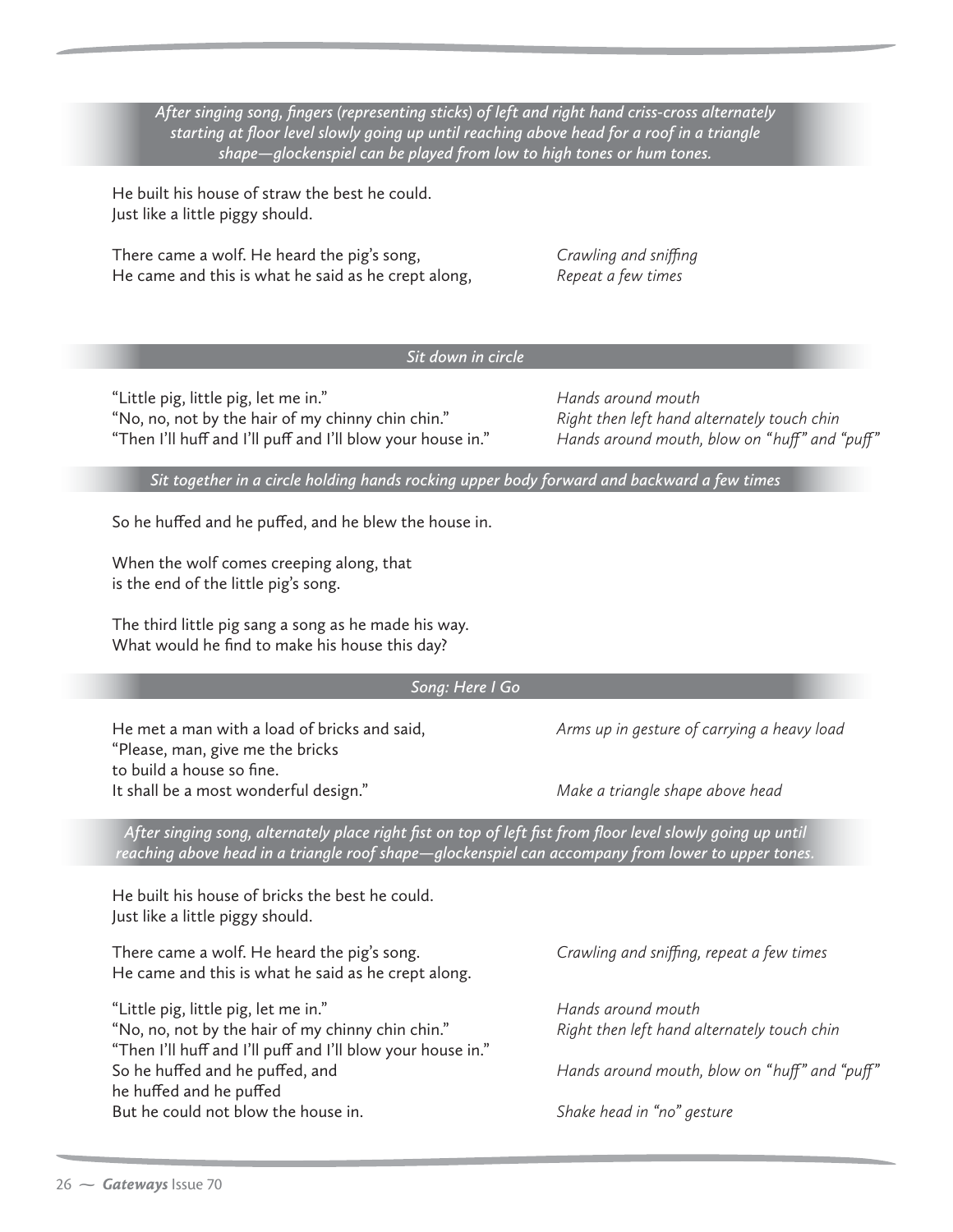*After singing song, fingers (representing sticks) of left and right hand criss-cross alternately starting at floor level slowly going up until reaching above head for a roof in a triangle shape—glockenspiel can be played from low to high tones or hum tones.*

He built his house of straw the best he could.
Just like a little piggy should.

| | |
|---|---|
| There came a wolf. He heard the pig's song, | *Crawling and sniffing* |
| He came and this is what he said as he crept along, | *Repeat a few times* |

*Sit down in circle*

| | |
|---|---|
| "Little pig, little pig, let me in." | *Hands around mouth* |
| "No, no, not by the hair of my chinny chin chin." | *Right then left hand alternately touch chin* |
| "Then I'll huff and I'll puff and I'll blow your house in." | *Hands around mouth, blow on "huff" and "puff"* |

*Sit together in a circle holding hands rocking upper body forward and backward a few times*

So he huffed and he puffed, and he blew the house in.

When the wolf comes creeping along, that
is the end of the little pig's song.

The third little pig sang a song as he made his way.
What would he find to make his house this day?

*Song: Here I Go*

| | |
|---|---|
| He met a man with a load of bricks and said, | *Arms up in gesture of carrying a heavy load* |
| "Please, man, give me the bricks | |
| to build a house so fine. | |
| It shall be a most wonderful design." | *Make a triangle shape above head* |

*After singing song, alternately place right fist on top of left fist from floor level slowly going up until reaching above head in a triangle roof shape—glockenspiel can accompany from lower to upper tones.*

He built his house of bricks the best he could.
Just like a little piggy should.

| | |
|---|---|
| There came a wolf. He heard the pig's song. | *Crawling and sniffing, repeat a few times* |
| He came and this is what he said as he crept along. | |
| "Little pig, little pig, let me in." | *Hands around mouth* |
| "No, no, not by the hair of my chinny chin chin." | *Right then left hand alternately touch chin* |
| "Then I'll huff and I'll puff and I'll blow your house in." | |
| So he huffed and he puffed, and | *Hands around mouth, blow on "huff" and "puff"* |
| he huffed and he puffed | |
| But he could not blow the house in. | *Shake head in "no" gesture* |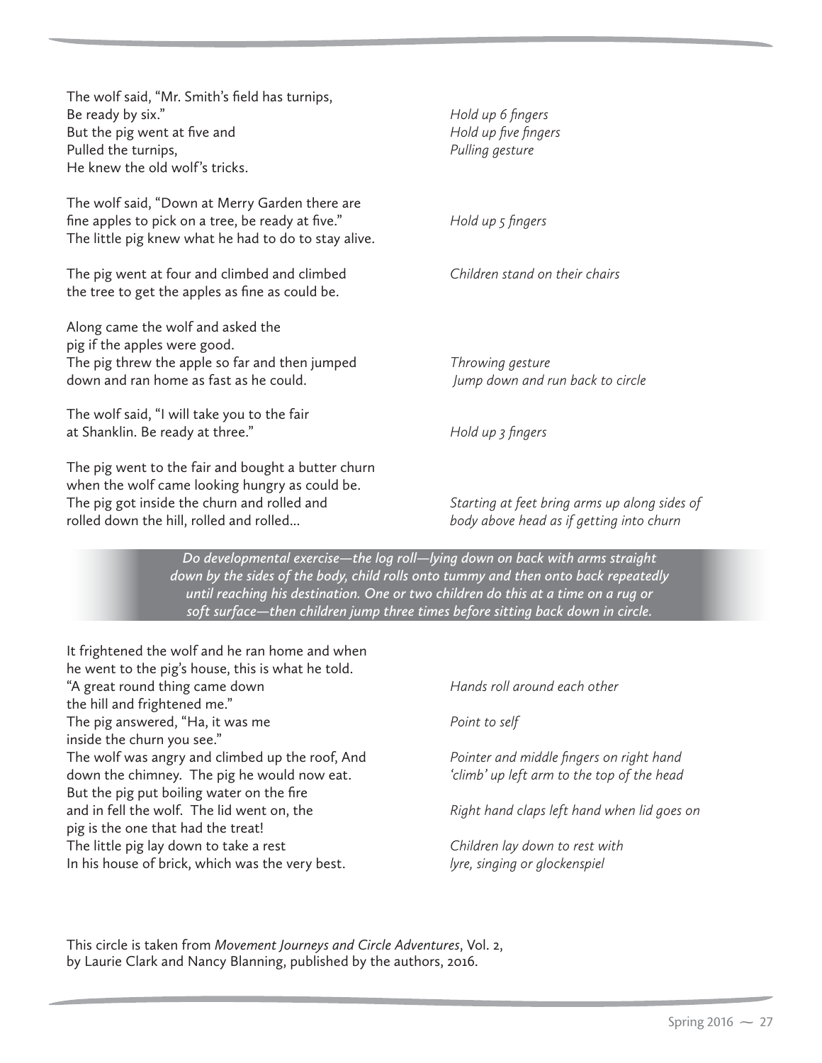| | |
|---|---|
| The wolf said, "Mr. Smith's field has turnips, | |
| Be ready by six." | *Hold up 6 fingers* |
| But the pig went at five and | *Hold up five fingers* |
| Pulled the turnips, | *Pulling gesture* |
| He knew the old wolf's tricks. | |
| The wolf said, "Down at Merry Garden there are | |
| fine apples to pick on a tree, be ready at five." | *Hold up 5 fingers* |
| The little pig knew what he had to do to stay alive. | |
| The pig went at four and climbed and climbed | *Children stand on their chairs* |
| the tree to get the apples as fine as could be. | |
| Along came the wolf and asked the | |
| pig if the apples were good. | |
| The pig threw the apple so far and then jumped | *Throwing gesture* |
| down and ran home as fast as he could. | *Jump down and run back to circle* |
| The wolf said, "I will take you to the fair | |
| at Shanklin. Be ready at three." | *Hold up 3 fingers* |
| The pig went to the fair and bought a butter churn | |
| when the wolf came looking hungry as could be. | |
| The pig got inside the churn and rolled and | *Starting at feet bring arms up along sides of* |
| rolled down the hill, rolled and rolled... | *body above head as if getting into churn* |

*Do developmental exercise—the log roll—lying down on back with arms straight down by the sides of the body, child rolls onto tummy and then onto back repeatedly until reaching his destination. One or two children do this at a time on a rug or soft surface—then children jump three times before sitting back down in circle.*

| | |
|---|---|
| It frightened the wolf and he ran home and when | |
| he went to the pig's house, this is what he told. | |
| "A great round thing came down | *Hands roll around each other* |
| the hill and frightened me." | |
| The pig answered, "Ha, it was me | *Point to self* |
| inside the churn you see." | |
| The wolf was angry and climbed up the roof, And | *Pointer and middle fingers on right hand* |
| down the chimney. The pig he would now eat. | *'climb' up left arm to the top of the head* |
| But the pig put boiling water on the fire | |
| and in fell the wolf. The lid went on, the | *Right hand claps left hand when lid goes on* |
| pig is the one that had the treat! | |
| The little pig lay down to take a rest | *Children lay down to rest with* |
| In his house of brick, which was the very best. | *lyre, singing or glockenspiel* |

This circle is taken from *Movement Journeys and Circle Adventures*, Vol. 2, by Laurie Clark and Nancy Blanning, published by the authors, 2016.